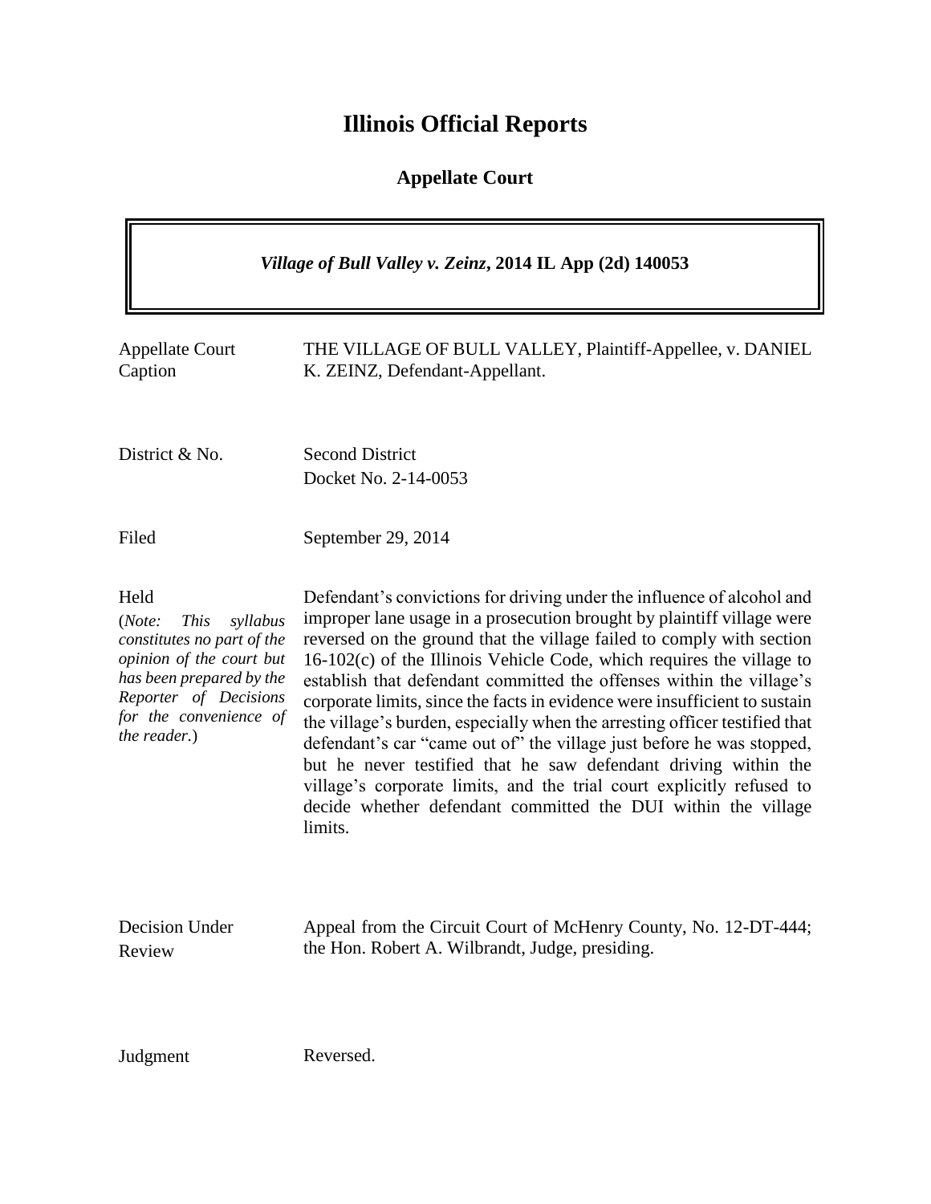# Illinois Official Reports

## Appellate Court

***Village of Bull Valley v. Zeinz*, 2014 IL App (2d) 140053**

| | |
|---|---|
| Appellate Court Caption | THE VILLAGE OF BULL VALLEY, Plaintiff-Appellee, v. DANIEL K. ZEINZ, Defendant-Appellant. |
| District & No. | Second District<br>Docket No. 2-14-0053 |
| Filed | September 29, 2014 |
| Held<br>(*Note: This syllabus constitutes no part of the opinion of the court but has been prepared by the Reporter of Decisions for the convenience of the reader.*) | Defendant's convictions for driving under the influence of alcohol and improper lane usage in a prosecution brought by plaintiff village were reversed on the ground that the village failed to comply with section 16-102(c) of the Illinois Vehicle Code, which requires the village to establish that defendant committed the offenses within the village's corporate limits, since the facts in evidence were insufficient to sustain the village's burden, especially when the arresting officer testified that defendant's car "came out of" the village just before he was stopped, but he never testified that he saw defendant driving within the village's corporate limits, and the trial court explicitly refused to decide whether defendant committed the DUI within the village limits. |
| Decision Under Review | Appeal from the Circuit Court of McHenry County, No. 12-DT-444; the Hon. Robert A. Wilbrandt, Judge, presiding. |
| Judgment | Reversed. |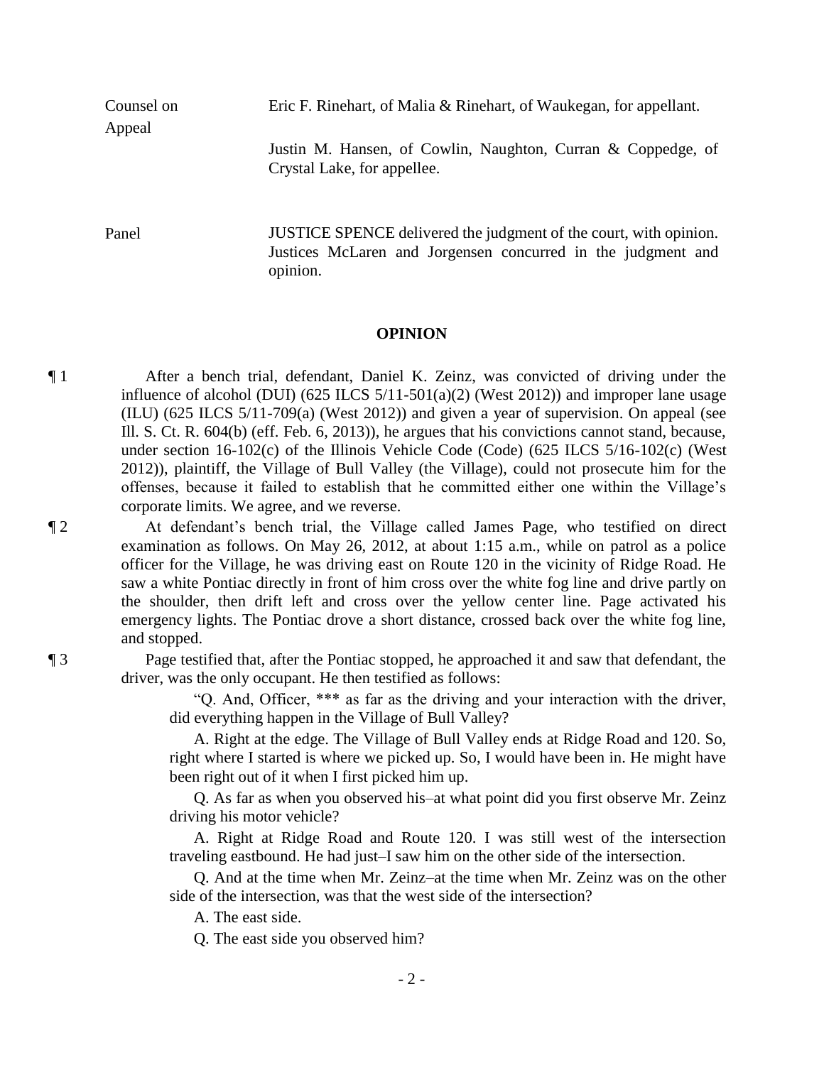Counsel on Appeal

Eric F. Rinehart, of Malia & Rinehart, of Waukegan, for appellant.

Justin M. Hansen, of Cowlin, Naughton, Curran & Coppedge, of Crystal Lake, for appellee.

Panel

JUSTICE SPENCE delivered the judgment of the court, with opinion. Justices McLaren and Jorgensen concurred in the judgment and opinion.

## OPINION

¶ 1 After a bench trial, defendant, Daniel K. Zeinz, was convicted of driving under the influence of alcohol (DUI) (625 ILCS 5/11-501(a)(2) (West 2012)) and improper lane usage (ILU) (625 ILCS 5/11-709(a) (West 2012)) and given a year of supervision. On appeal (see Ill. S. Ct. R. 604(b) (eff. Feb. 6, 2013)), he argues that his convictions cannot stand, because, under section 16-102(c) of the Illinois Vehicle Code (Code) (625 ILCS 5/16-102(c) (West 2012)), plaintiff, the Village of Bull Valley (the Village), could not prosecute him for the offenses, because it failed to establish that he committed either one within the Village's corporate limits. We agree, and we reverse.

¶ 2 At defendant's bench trial, the Village called James Page, who testified on direct examination as follows. On May 26, 2012, at about 1:15 a.m., while on patrol as a police officer for the Village, he was driving east on Route 120 in the vicinity of Ridge Road. He saw a white Pontiac directly in front of him cross over the white fog line and drive partly on the shoulder, then drift left and cross over the yellow center line. Page activated his emergency lights. The Pontiac drove a short distance, crossed back over the white fog line, and stopped.

¶ 3 Page testified that, after the Pontiac stopped, he approached it and saw that defendant, the driver, was the only occupant. He then testified as follows:

> "Q. And, Officer, *** as far as the driving and your interaction with the driver, did everything happen in the Village of Bull Valley?
>
> A. Right at the edge. The Village of Bull Valley ends at Ridge Road and 120. So, right where I started is where we picked up. So, I would have been in. He might have been right out of it when I first picked him up.
>
> Q. As far as when you observed his–at what point did you first observe Mr. Zeinz driving his motor vehicle?
>
> A. Right at Ridge Road and Route 120. I was still west of the intersection traveling eastbound. He had just–I saw him on the other side of the intersection.
>
> Q. And at the time when Mr. Zeinz–at the time when Mr. Zeinz was on the other side of the intersection, was that the west side of the intersection?
>
> A. The east side.
>
> Q. The east side you observed him?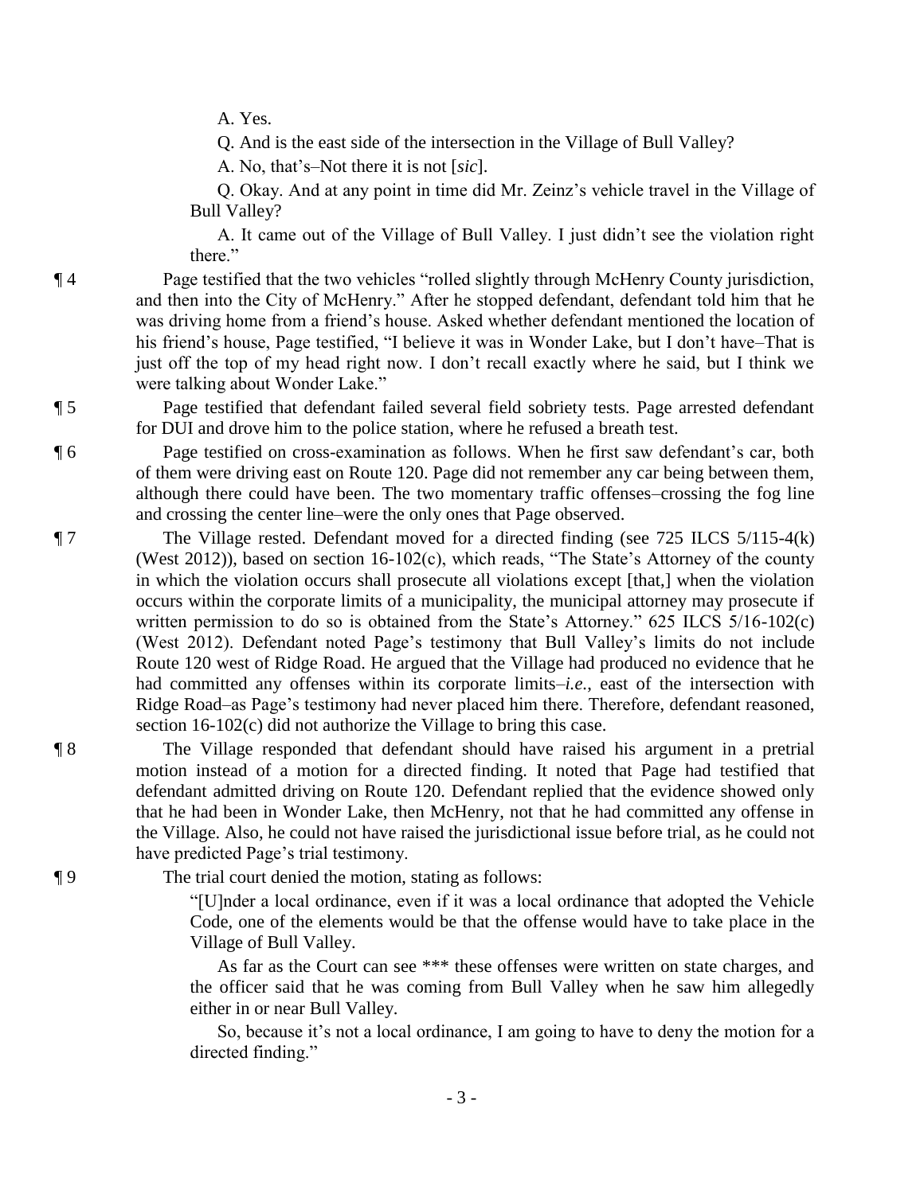A. Yes.

Q. And is the east side of the intersection in the Village of Bull Valley?

A. No, that's–Not there it is not [*sic*].

Q. Okay. And at any point in time did Mr. Zeinz's vehicle travel in the Village of Bull Valley?

A. It came out of the Village of Bull Valley. I just didn't see the violation right there."

¶ 4 Page testified that the two vehicles "rolled slightly through McHenry County jurisdiction, and then into the City of McHenry." After he stopped defendant, defendant told him that he was driving home from a friend's house. Asked whether defendant mentioned the location of his friend's house, Page testified, "I believe it was in Wonder Lake, but I don't have–That is just off the top of my head right now. I don't recall exactly where he said, but I think we were talking about Wonder Lake."

¶ 5 Page testified that defendant failed several field sobriety tests. Page arrested defendant for DUI and drove him to the police station, where he refused a breath test.

¶ 6 Page testified on cross-examination as follows. When he first saw defendant's car, both of them were driving east on Route 120. Page did not remember any car being between them, although there could have been. The two momentary traffic offenses–crossing the fog line and crossing the center line–were the only ones that Page observed.

¶ 7 The Village rested. Defendant moved for a directed finding (see 725 ILCS 5/115-4(k) (West 2012)), based on section 16-102(c), which reads, "The State's Attorney of the county in which the violation occurs shall prosecute all violations except [that,] when the violation occurs within the corporate limits of a municipality, the municipal attorney may prosecute if written permission to do so is obtained from the State's Attorney." 625 ILCS 5/16-102(c) (West 2012). Defendant noted Page's testimony that Bull Valley's limits do not include Route 120 west of Ridge Road. He argued that the Village had produced no evidence that he had committed any offenses within its corporate limits–*i.e.*, east of the intersection with Ridge Road–as Page's testimony had never placed him there. Therefore, defendant reasoned, section 16-102(c) did not authorize the Village to bring this case.

¶ 8 The Village responded that defendant should have raised his argument in a pretrial motion instead of a motion for a directed finding. It noted that Page had testified that defendant admitted driving on Route 120. Defendant replied that the evidence showed only that he had been in Wonder Lake, then McHenry, not that he had committed any offense in the Village. Also, he could not have raised the jurisdictional issue before trial, as he could not have predicted Page's trial testimony.

¶ 9 The trial court denied the motion, stating as follows:

"[U]nder a local ordinance, even if it was a local ordinance that adopted the Vehicle Code, one of the elements would be that the offense would have to take place in the Village of Bull Valley.

As far as the Court can see *** these offenses were written on state charges, and the officer said that he was coming from Bull Valley when he saw him allegedly either in or near Bull Valley.

So, because it's not a local ordinance, I am going to have to deny the motion for a directed finding."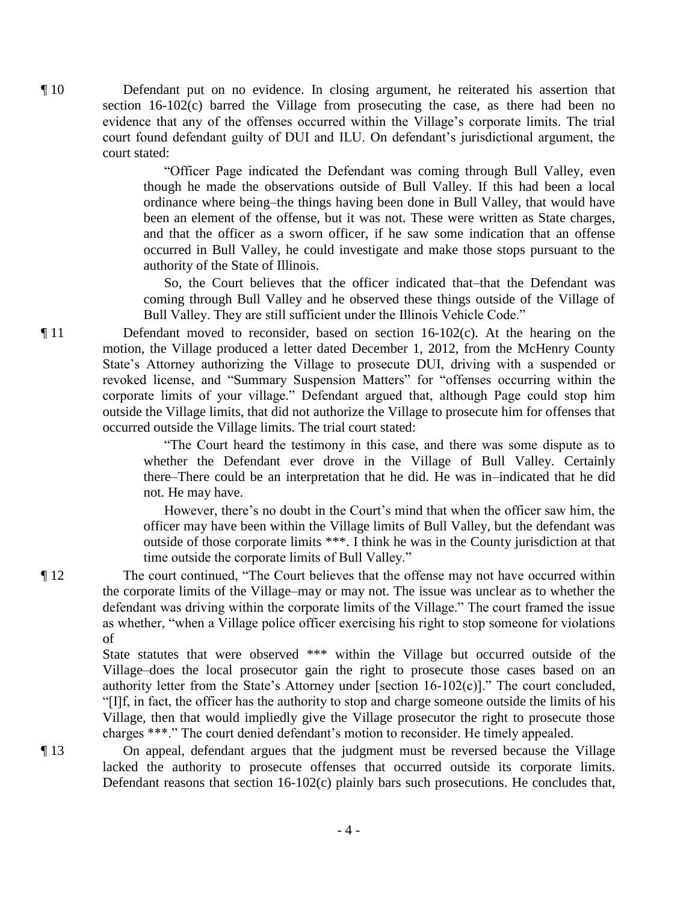¶ 10 Defendant put on no evidence. In closing argument, he reiterated his assertion that section 16-102(c) barred the Village from prosecuting the case, as there had been no evidence that any of the offenses occurred within the Village's corporate limits. The trial court found defendant guilty of DUI and ILU. On defendant's jurisdictional argument, the court stated:

> "Officer Page indicated the Defendant was coming through Bull Valley, even though he made the observations outside of Bull Valley. If this had been a local ordinance where being–the things having been done in Bull Valley, that would have been an element of the offense, but it was not. These were written as State charges, and that the officer as a sworn officer, if he saw some indication that an offense occurred in Bull Valley, he could investigate and make those stops pursuant to the authority of the State of Illinois.
>
> So, the Court believes that the officer indicated that–that the Defendant was coming through Bull Valley and he observed these things outside of the Village of Bull Valley. They are still sufficient under the Illinois Vehicle Code."

¶ 11 Defendant moved to reconsider, based on section 16-102(c). At the hearing on the motion, the Village produced a letter dated December 1, 2012, from the McHenry County State's Attorney authorizing the Village to prosecute DUI, driving with a suspended or revoked license, and "Summary Suspension Matters" for "offenses occurring within the corporate limits of your village." Defendant argued that, although Page could stop him outside the Village limits, that did not authorize the Village to prosecute him for offenses that occurred outside the Village limits. The trial court stated:

> "The Court heard the testimony in this case, and there was some dispute as to whether the Defendant ever drove in the Village of Bull Valley. Certainly there–There could be an interpretation that he did. He was in–indicated that he did not. He may have.
>
> However, there's no doubt in the Court's mind that when the officer saw him, the officer may have been within the Village limits of Bull Valley, but the defendant was outside of those corporate limits \*\*\*. I think he was in the County jurisdiction at that time outside the corporate limits of Bull Valley."

¶ 12 The court continued, "The Court believes that the offense may not have occurred within the corporate limits of the Village–may or may not. The issue was unclear as to whether the defendant was driving within the corporate limits of the Village." The court framed the issue as whether, "when a Village police officer exercising his right to stop someone for violations of State statutes that were observed \*\*\* within the Village but occurred outside of the Village–does the local prosecutor gain the right to prosecute those cases based on an authority letter from the State's Attorney under [section 16-102(c)]." The court concluded, "[I]f, in fact, the officer has the authority to stop and charge someone outside the limits of his Village, then that would impliedly give the Village prosecutor the right to prosecute those charges \*\*\*." The court denied defendant's motion to reconsider. He timely appealed.

¶ 13 On appeal, defendant argues that the judgment must be reversed because the Village lacked the authority to prosecute offenses that occurred outside its corporate limits. Defendant reasons that section 16-102(c) plainly bars such prosecutions. He concludes that,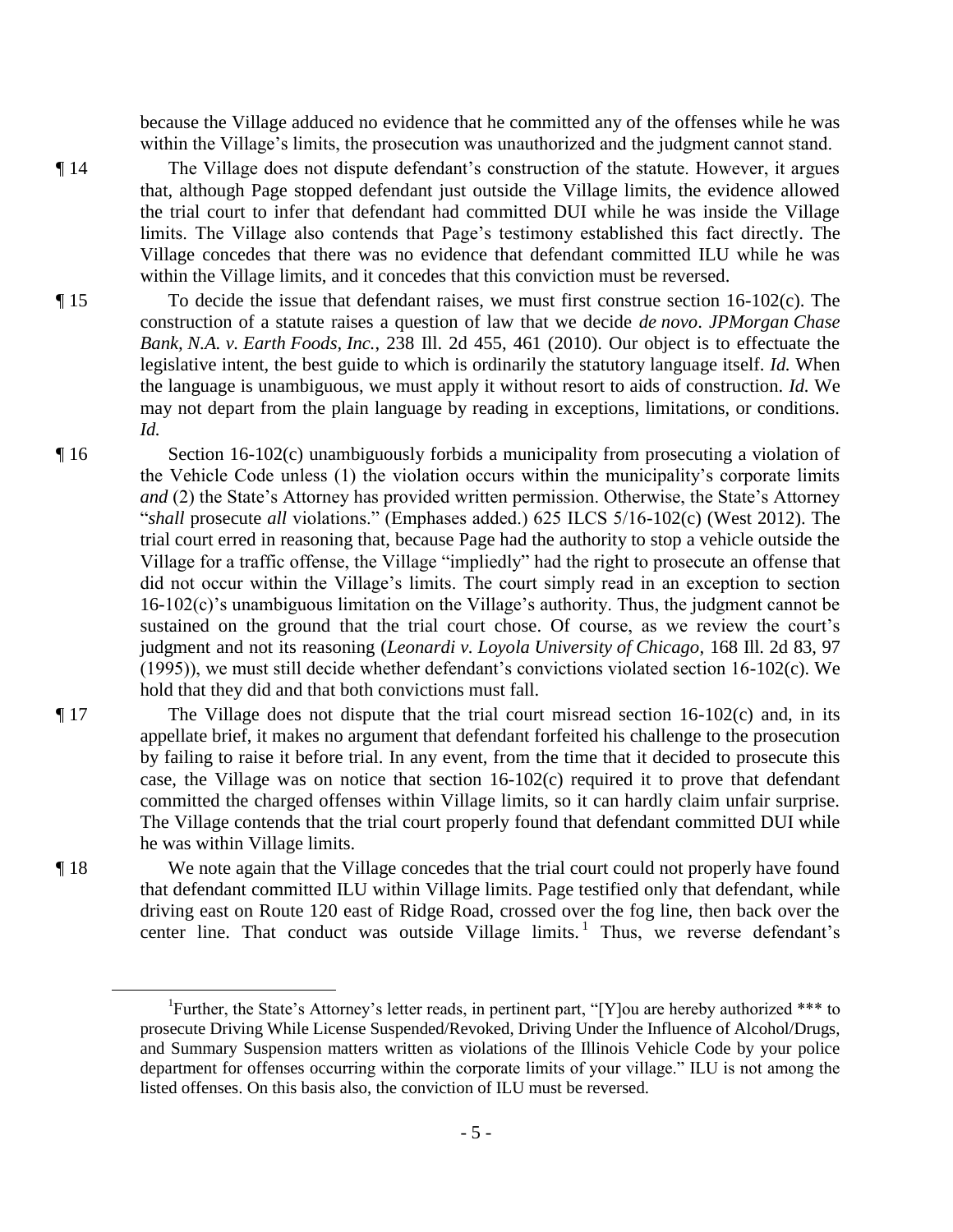because the Village adduced no evidence that he committed any of the offenses while he was within the Village's limits, the prosecution was unauthorized and the judgment cannot stand.

¶ 14 The Village does not dispute defendant's construction of the statute. However, it argues that, although Page stopped defendant just outside the Village limits, the evidence allowed the trial court to infer that defendant had committed DUI while he was inside the Village limits. The Village also contends that Page's testimony established this fact directly. The Village concedes that there was no evidence that defendant committed ILU while he was within the Village limits, and it concedes that this conviction must be reversed.

¶ 15 To decide the issue that defendant raises, we must first construe section 16-102(c). The construction of a statute raises a question of law that we decide *de novo*. *JPMorgan Chase Bank, N.A. v. Earth Foods, Inc.*, 238 Ill. 2d 455, 461 (2010). Our object is to effectuate the legislative intent, the best guide to which is ordinarily the statutory language itself. *Id.* When the language is unambiguous, we must apply it without resort to aids of construction. *Id.* We may not depart from the plain language by reading in exceptions, limitations, or conditions. *Id.*

¶ 16 Section 16-102(c) unambiguously forbids a municipality from prosecuting a violation of the Vehicle Code unless (1) the violation occurs within the municipality's corporate limits *and* (2) the State's Attorney has provided written permission. Otherwise, the State's Attorney "*shall* prosecute *all* violations." (Emphases added.) 625 ILCS 5/16-102(c) (West 2012). The trial court erred in reasoning that, because Page had the authority to stop a vehicle outside the Village for a traffic offense, the Village "impliedly" had the right to prosecute an offense that did not occur within the Village's limits. The court simply read in an exception to section 16-102(c)'s unambiguous limitation on the Village's authority. Thus, the judgment cannot be sustained on the ground that the trial court chose. Of course, as we review the court's judgment and not its reasoning (*Leonardi v. Loyola University of Chicago,* 168 Ill. 2d 83, 97 (1995)), we must still decide whether defendant's convictions violated section 16-102(c). We hold that they did and that both convictions must fall.

¶ 17 The Village does not dispute that the trial court misread section 16-102(c) and, in its appellate brief, it makes no argument that defendant forfeited his challenge to the prosecution by failing to raise it before trial. In any event, from the time that it decided to prosecute this case, the Village was on notice that section 16-102(c) required it to prove that defendant committed the charged offenses within Village limits, so it can hardly claim unfair surprise. The Village contends that the trial court properly found that defendant committed DUI while he was within Village limits.

¶ 18 We note again that the Village concedes that the trial court could not properly have found that defendant committed ILU within Village limits. Page testified only that defendant, while driving east on Route 120 east of Ridge Road, crossed over the fog line, then back over the center line. That conduct was outside Village limits.[1] Thus, we reverse defendant's

[1] Further, the State's Attorney's letter reads, in pertinent part, "[Y]ou are hereby authorized *** to prosecute Driving While License Suspended/Revoked, Driving Under the Influence of Alcohol/Drugs, and Summary Suspension matters written as violations of the Illinois Vehicle Code by your police department for offenses occurring within the corporate limits of your village." ILU is not among the listed offenses. On this basis also, the conviction of ILU must be reversed.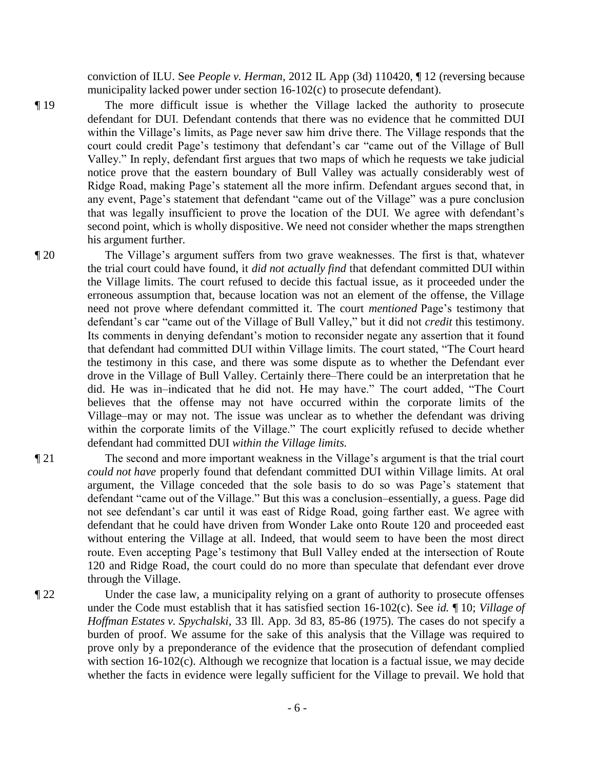conviction of ILU. See *People v. Herman*, 2012 IL App (3d) 110420, ¶ 12 (reversing because municipality lacked power under section 16-102(c) to prosecute defendant).

¶ 19 The more difficult issue is whether the Village lacked the authority to prosecute defendant for DUI. Defendant contends that there was no evidence that he committed DUI within the Village's limits, as Page never saw him drive there. The Village responds that the court could credit Page's testimony that defendant's car "came out of the Village of Bull Valley." In reply, defendant first argues that two maps of which he requests we take judicial notice prove that the eastern boundary of Bull Valley was actually considerably west of Ridge Road, making Page's statement all the more infirm. Defendant argues second that, in any event, Page's statement that defendant "came out of the Village" was a pure conclusion that was legally insufficient to prove the location of the DUI. We agree with defendant's second point, which is wholly dispositive. We need not consider whether the maps strengthen his argument further.

¶ 20 The Village's argument suffers from two grave weaknesses. The first is that, whatever the trial court could have found, it *did not actually find* that defendant committed DUI within the Village limits. The court refused to decide this factual issue, as it proceeded under the erroneous assumption that, because location was not an element of the offense, the Village need not prove where defendant committed it. The court *mentioned* Page's testimony that defendant's car "came out of the Village of Bull Valley," but it did not *credit* this testimony. Its comments in denying defendant's motion to reconsider negate any assertion that it found that defendant had committed DUI within Village limits. The court stated, "The Court heard the testimony in this case, and there was some dispute as to whether the Defendant ever drove in the Village of Bull Valley. Certainly there–There could be an interpretation that he did. He was in–indicated that he did not. He may have." The court added, "The Court believes that the offense may not have occurred within the corporate limits of the Village–may or may not. The issue was unclear as to whether the defendant was driving within the corporate limits of the Village." The court explicitly refused to decide whether defendant had committed DUI *within the Village limits.*

¶ 21 The second and more important weakness in the Village's argument is that the trial court *could not have* properly found that defendant committed DUI within Village limits. At oral argument, the Village conceded that the sole basis to do so was Page's statement that defendant "came out of the Village." But this was a conclusion–essentially, a guess. Page did not see defendant's car until it was east of Ridge Road, going farther east. We agree with defendant that he could have driven from Wonder Lake onto Route 120 and proceeded east without entering the Village at all. Indeed, that would seem to have been the most direct route. Even accepting Page's testimony that Bull Valley ended at the intersection of Route 120 and Ridge Road, the court could do no more than speculate that defendant ever drove through the Village.

¶ 22 Under the case law, a municipality relying on a grant of authority to prosecute offenses under the Code must establish that it has satisfied section 16-102(c). See *id.* ¶ 10; *Village of Hoffman Estates v. Spychalski*, 33 Ill. App. 3d 83, 85-86 (1975). The cases do not specify a burden of proof. We assume for the sake of this analysis that the Village was required to prove only by a preponderance of the evidence that the prosecution of defendant complied with section 16-102(c). Although we recognize that location is a factual issue, we may decide whether the facts in evidence were legally sufficient for the Village to prevail. We hold that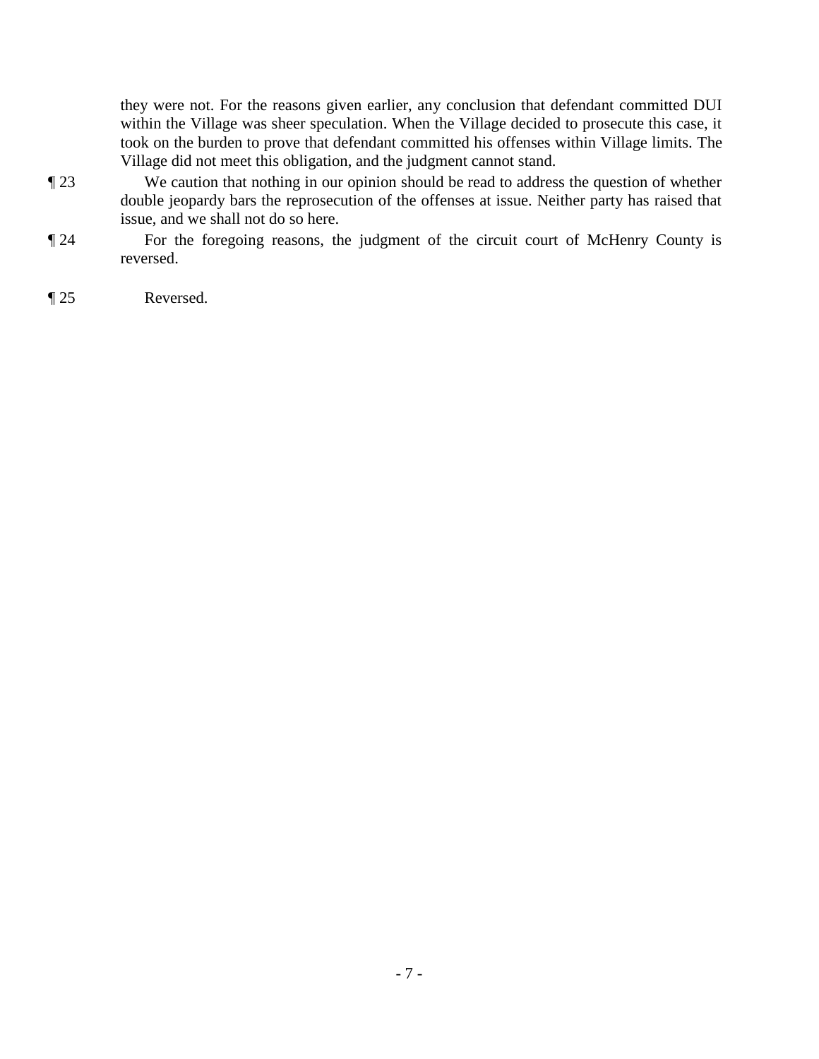they were not. For the reasons given earlier, any conclusion that defendant committed DUI within the Village was sheer speculation. When the Village decided to prosecute this case, it took on the burden to prove that defendant committed his offenses within Village limits. The Village did not meet this obligation, and the judgment cannot stand.

¶ 23 We caution that nothing in our opinion should be read to address the question of whether double jeopardy bars the reprosecution of the offenses at issue. Neither party has raised that issue, and we shall not do so here.

¶ 24 For the foregoing reasons, the judgment of the circuit court of McHenry County is reversed.

¶ 25 Reversed.